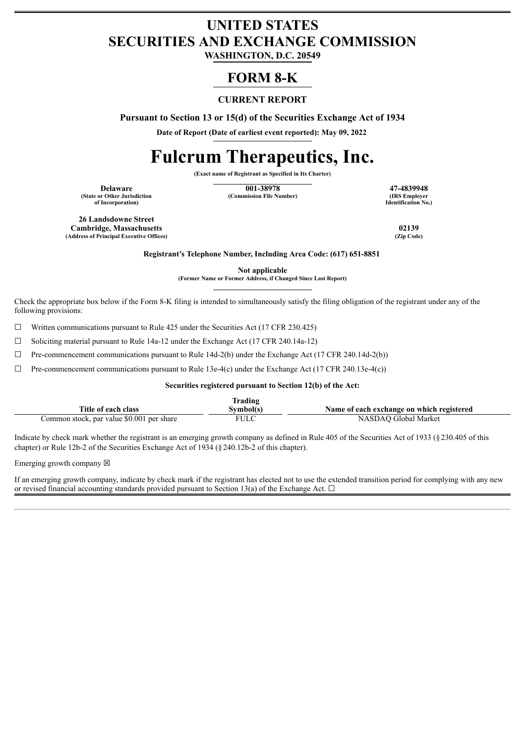# UNITED STATES
# SECURITIES AND EXCHANGE COMMISSION

**WASHINGTON, D.C. 20549**

# FORM 8-K

**CURRENT REPORT**

**Pursuant to Section 13 or 15(d) of the Securities Exchange Act of 1934**

**Date of Report (Date of earliest event reported): May 09, 2022**

# Fulcrum Therapeutics, Inc.

**(Exact name of Registrant as Specified in Its Charter)**

| **Delaware** | **001-38978** | **47-4839948** |
|---|---|---|
| **(State or Other Jurisdiction of Incorporation)** | **(Commission File Number)** | **(IRS Employer Identification No.)** |

| **26 Landsdowne Street Cambridge, Massachusetts** | **02139** |
|---|---|
| **(Address of Principal Executive Offices)** | **(Zip Code)** |

**Registrant's Telephone Number, Including Area Code: (617) 651-8851**

**Not applicable**

**(Former Name or Former Address, if Changed Since Last Report)**

Check the appropriate box below if the Form 8-K filing is intended to simultaneously satisfy the filing obligation of the registrant under any of the following provisions:

☐ Written communications pursuant to Rule 425 under the Securities Act (17 CFR 230.425)

☐ Soliciting material pursuant to Rule 14a-12 under the Exchange Act (17 CFR 240.14a-12)

☐ Pre-commencement communications pursuant to Rule 14d-2(b) under the Exchange Act (17 CFR 240.14d-2(b))

☐ Pre-commencement communications pursuant to Rule 13e-4(c) under the Exchange Act (17 CFR 240.13e-4(c))

**Securities registered pursuant to Section 12(b) of the Act:**

| Title of each class | Trading Symbol(s) | Name of each exchange on which registered |
|---|---|---|
| Common stock, par value $0.001 per share | FULC | NASDAQ Global Market |

Indicate by check mark whether the registrant is an emerging growth company as defined in Rule 405 of the Securities Act of 1933 (§230.405 of this chapter) or Rule 12b-2 of the Securities Exchange Act of 1934 (§240.12b-2 of this chapter).

Emerging growth company ☒

If an emerging growth company, indicate by check mark if the registrant has elected not to use the extended transition period for complying with any new or revised financial accounting standards provided pursuant to Section 13(a) of the Exchange Act. ☐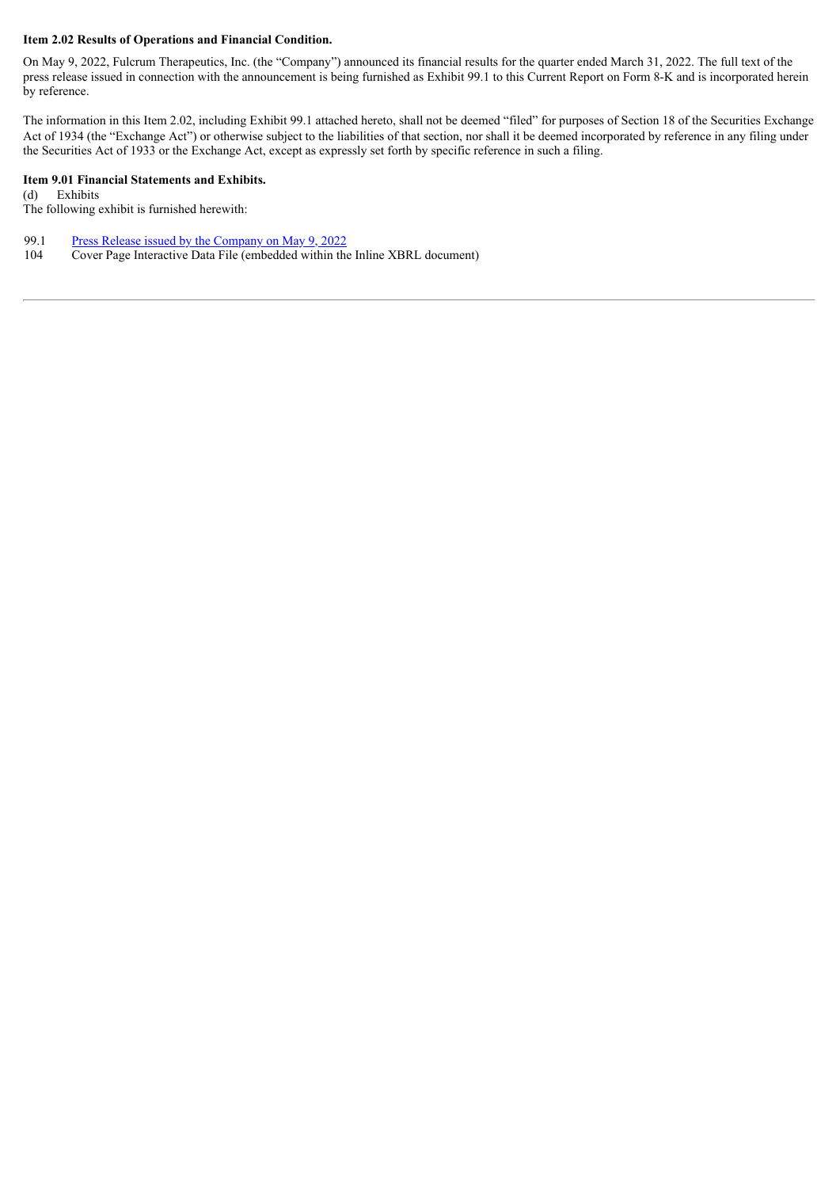**Item 2.02 Results of Operations and Financial Condition.**

On May 9, 2022, Fulcrum Therapeutics, Inc. (the "Company") announced its financial results for the quarter ended March 31, 2022. The full text of the press release issued in connection with the announcement is being furnished as Exhibit 99.1 to this Current Report on Form 8-K and is incorporated herein by reference.

The information in this Item 2.02, including Exhibit 99.1 attached hereto, shall not be deemed "filed" for purposes of Section 18 of the Securities Exchange Act of 1934 (the "Exchange Act") or otherwise subject to the liabilities of that section, nor shall it be deemed incorporated by reference in any filing under the Securities Act of 1933 or the Exchange Act, except as expressly set forth by specific reference in such a filing.

**Item 9.01 Financial Statements and Exhibits.**

(d) Exhibits

The following exhibit is furnished herewith:

99.1 Press Release issued by the Company on May 9, 2022

104 Cover Page Interactive Data File (embedded within the Inline XBRL document)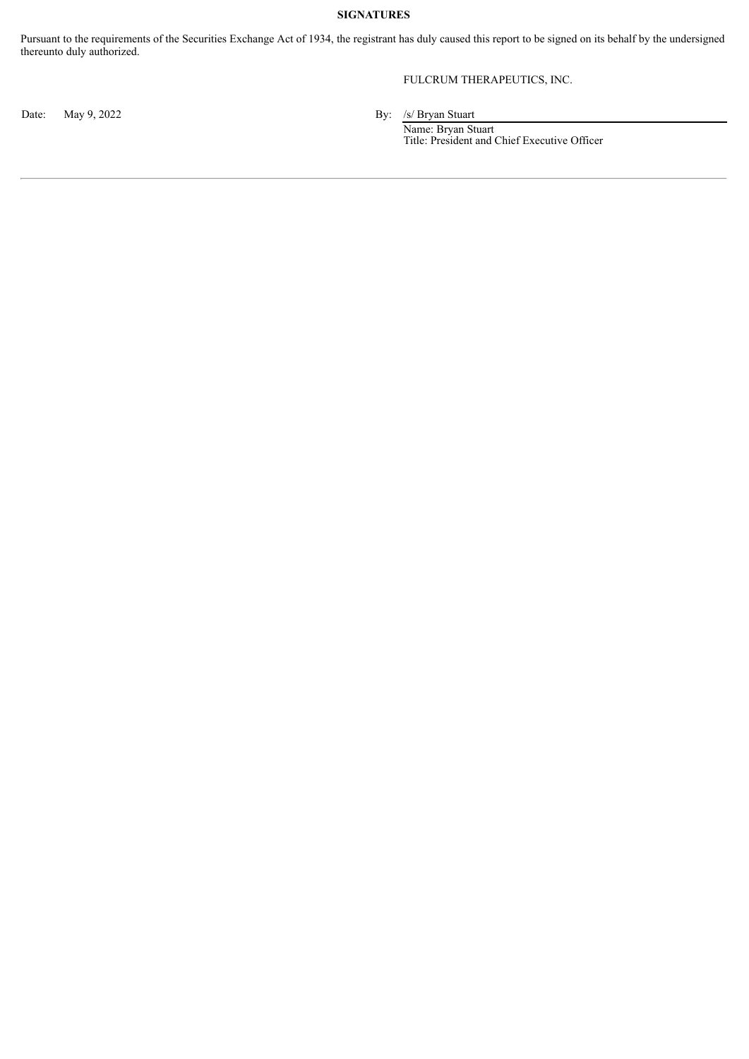**SIGNATURES**

Pursuant to the requirements of the Securities Exchange Act of 1934, the registrant has duly caused this report to be signed on its behalf by the undersigned thereunto duly authorized.

FULCRUM THERAPEUTICS, INC.

Date: May 9, 2022

By: /s/ Bryan Stuart
Name: Bryan Stuart
Title: President and Chief Executive Officer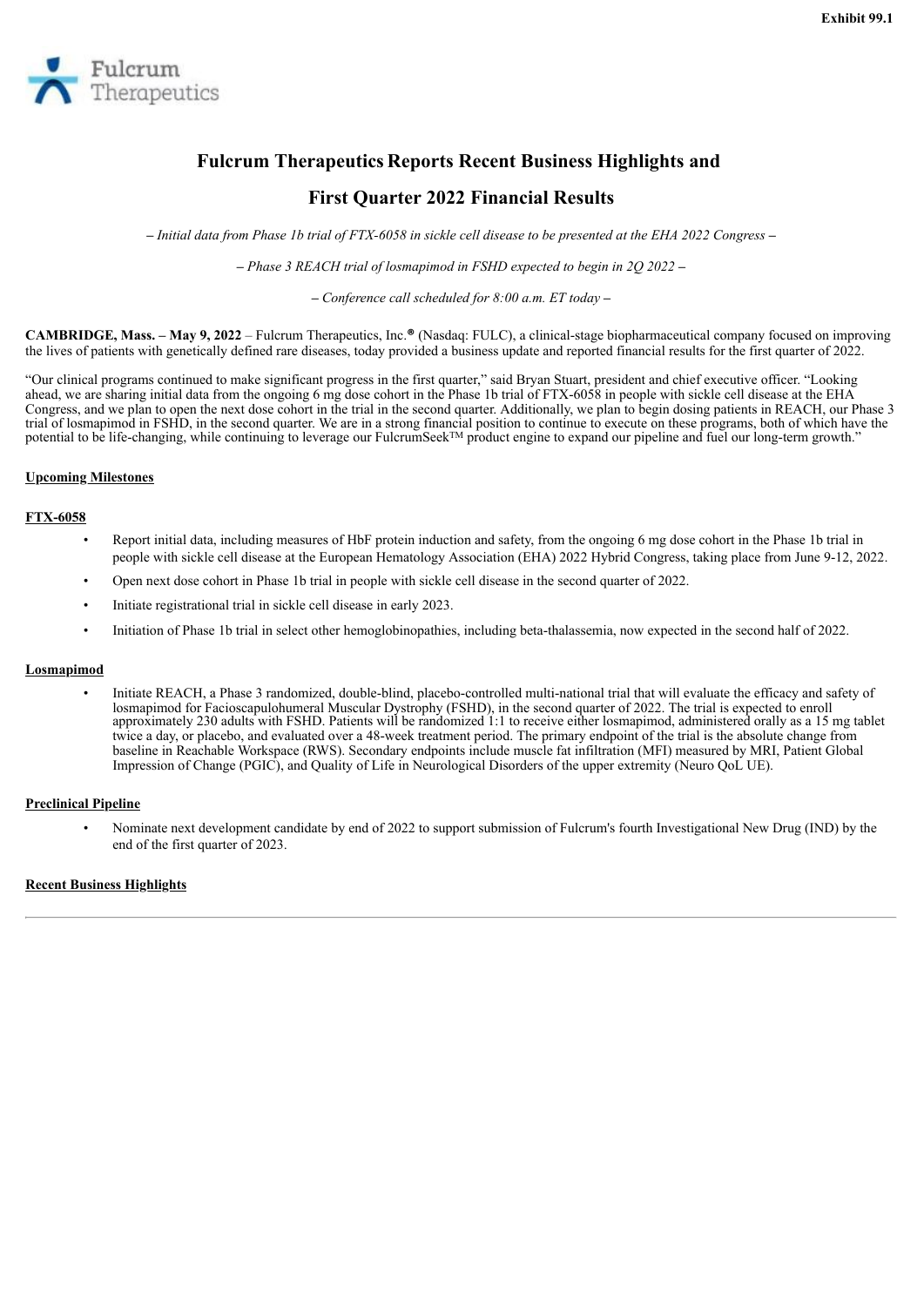Exhibit 99.1

# Fulcrum Therapeutics Reports Recent Business Highlights and First Quarter 2022 Financial Results

*– Initial data from Phase 1b trial of FTX-6058 in sickle cell disease to be presented at the EHA 2022 Congress –*

*– Phase 3 REACH trial of losmapimod in FSHD expected to begin in 2Q 2022 –*

*– Conference call scheduled for 8:00 a.m. ET today –*

**CAMBRIDGE, Mass. – May 9, 2022** – Fulcrum Therapeutics, Inc.® (Nasdaq: FULC), a clinical-stage biopharmaceutical company focused on improving the lives of patients with genetically defined rare diseases, today provided a business update and reported financial results for the first quarter of 2022.

"Our clinical programs continued to make significant progress in the first quarter," said Bryan Stuart, president and chief executive officer. "Looking ahead, we are sharing initial data from the ongoing 6 mg dose cohort in the Phase 1b trial of FTX-6058 in people with sickle cell disease at the EHA Congress, and we plan to open the next dose cohort in the trial in the second quarter. Additionally, we plan to begin dosing patients in REACH, our Phase 3 trial of losmapimod in FSHD, in the second quarter. We are in a strong financial position to continue to execute on these programs, both of which have the potential to be life-changing, while continuing to leverage our FulcrumSeek™ product engine to expand our pipeline and fuel our long-term growth."

**Upcoming Milestones**

**FTX-6058**

- Report initial data, including measures of HbF protein induction and safety, from the ongoing 6 mg dose cohort in the Phase 1b trial in people with sickle cell disease at the European Hematology Association (EHA) 2022 Hybrid Congress, taking place from June 9-12, 2022.
- Open next dose cohort in Phase 1b trial in people with sickle cell disease in the second quarter of 2022.
- Initiate registrational trial in sickle cell disease in early 2023.
- Initiation of Phase 1b trial in select other hemoglobinopathies, including beta-thalassemia, now expected in the second half of 2022.

**Losmapimod**

- Initiate REACH, a Phase 3 randomized, double-blind, placebo-controlled multi-national trial that will evaluate the efficacy and safety of losmapimod for Facioscapulohumeral Muscular Dystrophy (FSHD), in the second quarter of 2022. The trial is expected to enroll approximately 230 adults with FSHD. Patients will be randomized 1:1 to receive either losmapimod, administered orally as a 15 mg tablet twice a day, or placebo, and evaluated over a 48-week treatment period. The primary endpoint of the trial is the absolute change from baseline in Reachable Workspace (RWS). Secondary endpoints include muscle fat infiltration (MFI) measured by MRI, Patient Global Impression of Change (PGIC), and Quality of Life in Neurological Disorders of the upper extremity (Neuro QoL UE).

**Preclinical Pipeline**

- Nominate next development candidate by end of 2022 to support submission of Fulcrum's fourth Investigational New Drug (IND) by the end of the first quarter of 2023.

**Recent Business Highlights**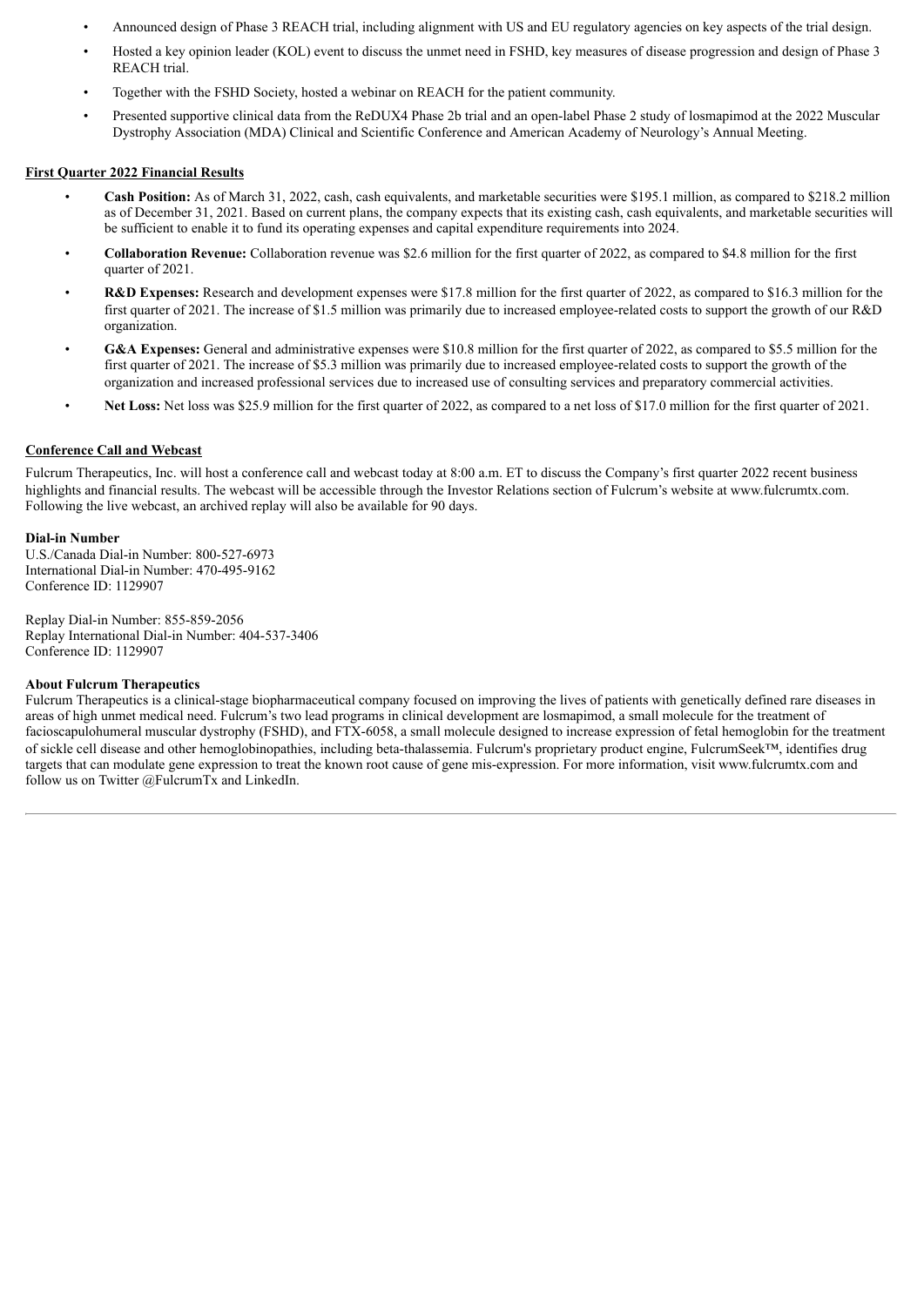- Announced design of Phase 3 REACH trial, including alignment with US and EU regulatory agencies on key aspects of the trial design.
- Hosted a key opinion leader (KOL) event to discuss the unmet need in FSHD, key measures of disease progression and design of Phase 3 REACH trial.
- Together with the FSHD Society, hosted a webinar on REACH for the patient community.
- Presented supportive clinical data from the ReDUX4 Phase 2b trial and an open-label Phase 2 study of losmapimod at the 2022 Muscular Dystrophy Association (MDA) Clinical and Scientific Conference and American Academy of Neurology's Annual Meeting.

**First Quarter 2022 Financial Results**

- **Cash Position:** As of March 31, 2022, cash, cash equivalents, and marketable securities were $195.1 million, as compared to $218.2 million as of December 31, 2021. Based on current plans, the company expects that its existing cash, cash equivalents, and marketable securities will be sufficient to enable it to fund its operating expenses and capital expenditure requirements into 2024.
- **Collaboration Revenue:** Collaboration revenue was $2.6 million for the first quarter of 2022, as compared to $4.8 million for the first quarter of 2021.
- **R&D Expenses:** Research and development expenses were $17.8 million for the first quarter of 2022, as compared to $16.3 million for the first quarter of 2021. The increase of $1.5 million was primarily due to increased employee-related costs to support the growth of our R&D organization.
- **G&A Expenses:** General and administrative expenses were $10.8 million for the first quarter of 2022, as compared to $5.5 million for the first quarter of 2021. The increase of $5.3 million was primarily due to increased employee-related costs to support the growth of the organization and increased professional services due to increased use of consulting services and preparatory commercial activities.
- **Net Loss:** Net loss was $25.9 million for the first quarter of 2022, as compared to a net loss of $17.0 million for the first quarter of 2021.

**Conference Call and Webcast**

Fulcrum Therapeutics, Inc. will host a conference call and webcast today at 8:00 a.m. ET to discuss the Company's first quarter 2022 recent business highlights and financial results. The webcast will be accessible through the Investor Relations section of Fulcrum's website at www.fulcrumtx.com. Following the live webcast, an archived replay will also be available for 90 days.

**Dial-in Number**
U.S./Canada Dial-in Number: 800-527-6973
International Dial-in Number: 470-495-9162
Conference ID: 1129907

Replay Dial-in Number: 855-859-2056
Replay International Dial-in Number: 404-537-3406
Conference ID: 1129907

**About Fulcrum Therapeutics**
Fulcrum Therapeutics is a clinical-stage biopharmaceutical company focused on improving the lives of patients with genetically defined rare diseases in areas of high unmet medical need. Fulcrum's two lead programs in clinical development are losmapimod, a small molecule for the treatment of facioscapulohumeral muscular dystrophy (FSHD), and FTX-6058, a small molecule designed to increase expression of fetal hemoglobin for the treatment of sickle cell disease and other hemoglobinopathies, including beta-thalassemia. Fulcrum's proprietary product engine, FulcrumSeek™, identifies drug targets that can modulate gene expression to treat the known root cause of gene mis-expression. For more information, visit www.fulcrumtx.com and follow us on Twitter @FulcrumTx and LinkedIn.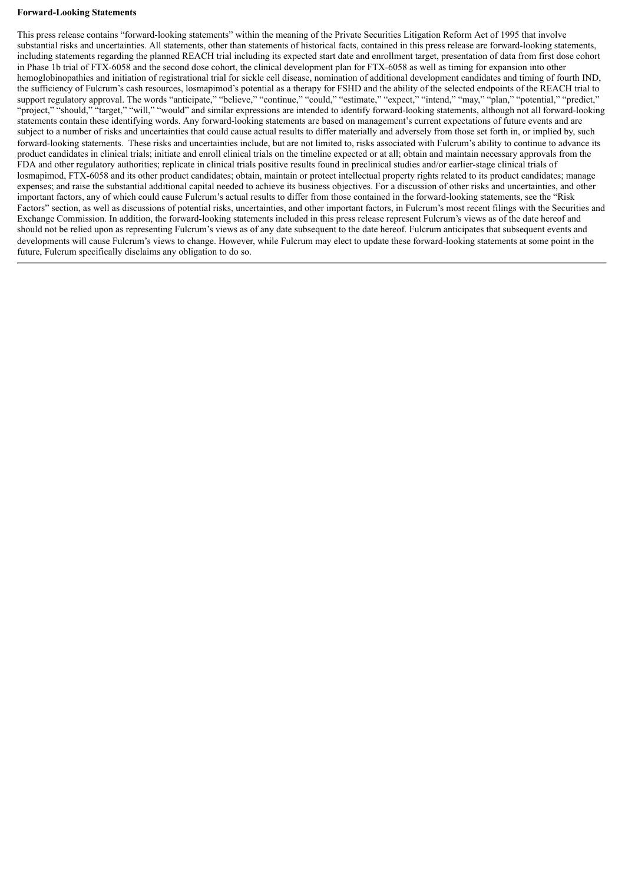**Forward-Looking Statements**

This press release contains “forward-looking statements” within the meaning of the Private Securities Litigation Reform Act of 1995 that involve substantial risks and uncertainties. All statements, other than statements of historical facts, contained in this press release are forward-looking statements, including statements regarding the planned REACH trial including its expected start date and enrollment target, presentation of data from first dose cohort in Phase 1b trial of FTX-6058 and the second dose cohort, the clinical development plan for FTX-6058 as well as timing for expansion into other hemoglobinopathies and initiation of registrational trial for sickle cell disease, nomination of additional development candidates and timing of fourth IND, the sufficiency of Fulcrum’s cash resources, losmapimod’s potential as a therapy for FSHD and the ability of the selected endpoints of the REACH trial to support regulatory approval. The words “anticipate,” “believe,” “continue,” “could,” “estimate,” “expect,” “intend,” “may,” “plan,” “potential,” “predict,” “project,” “should,” “target,” “will,” “would” and similar expressions are intended to identify forward-looking statements, although not all forward-looking statements contain these identifying words. Any forward-looking statements are based on management’s current expectations of future events and are subject to a number of risks and uncertainties that could cause actual results to differ materially and adversely from those set forth in, or implied by, such forward-looking statements. These risks and uncertainties include, but are not limited to, risks associated with Fulcrum’s ability to continue to advance its product candidates in clinical trials; initiate and enroll clinical trials on the timeline expected or at all; obtain and maintain necessary approvals from the FDA and other regulatory authorities; replicate in clinical trials positive results found in preclinical studies and/or earlier-stage clinical trials of losmapimod, FTX-6058 and its other product candidates; obtain, maintain or protect intellectual property rights related to its product candidates; manage expenses; and raise the substantial additional capital needed to achieve its business objectives. For a discussion of other risks and uncertainties, and other important factors, any of which could cause Fulcrum’s actual results to differ from those contained in the forward-looking statements, see the “Risk Factors” section, as well as discussions of potential risks, uncertainties, and other important factors, in Fulcrum’s most recent filings with the Securities and Exchange Commission. In addition, the forward-looking statements included in this press release represent Fulcrum’s views as of the date hereof and should not be relied upon as representing Fulcrum’s views as of any date subsequent to the date hereof. Fulcrum anticipates that subsequent events and developments will cause Fulcrum’s views to change. However, while Fulcrum may elect to update these forward-looking statements at some point in the future, Fulcrum specifically disclaims any obligation to do so.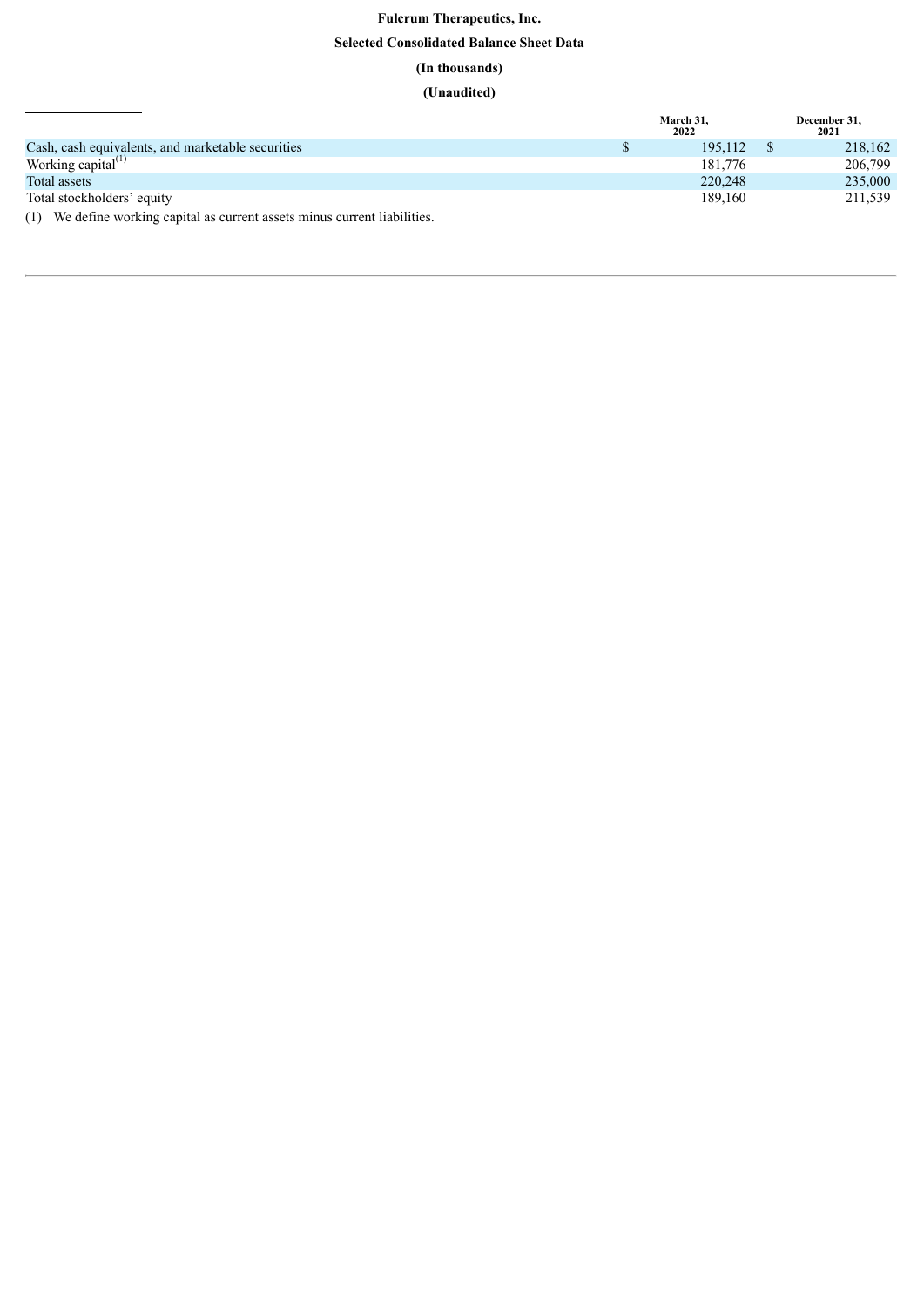**Fulcrum Therapeutics, Inc.**

**Selected Consolidated Balance Sheet Data**

**(In thousands)**

**(Unaudited)**

| | March 31, 2022 | December 31, 2021 |
|---|---|---|
| Cash, cash equivalents, and marketable securities | $ 195,112 | $ 218,162 |
| Working capital[(1)] | 181,776 | 206,799 |
| Total assets | 220,248 | 235,000 |
| Total stockholders' equity | 189,160 | 211,539 |

(1) We define working capital as current assets minus current liabilities.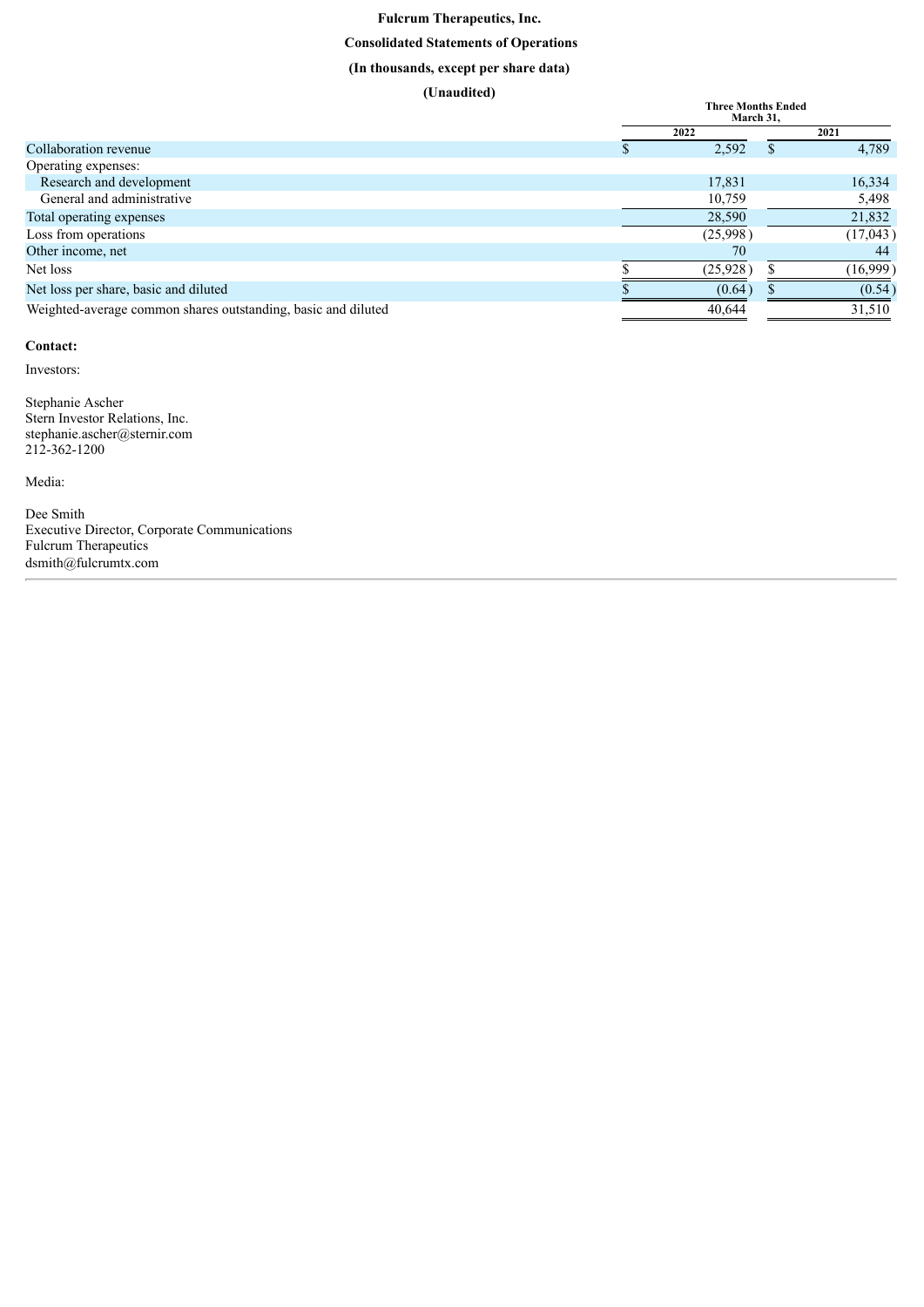**Fulcrum Therapeutics, Inc.**

**Consolidated Statements of Operations**

**(In thousands, except per share data)**

**(Unaudited)**

| | Three Months Ended March 31, | |
|---|---|---|
| | **2022** | **2021** |
| Collaboration revenue | $ 2,592 | $ 4,789 |
| Operating expenses: | | |
| Research and development | 17,831 | 16,334 |
| General and administrative | 10,759 | 5,498 |
| Total operating expenses | 28,590 | 21,832 |
| Loss from operations | (25,998 ) | (17,043 ) |
| Other income, net | 70 | 44 |
| Net loss | $ (25,928 ) | $ (16,999 ) |
| Net loss per share, basic and diluted | $ (0.64 ) | $ (0.54 ) |
| Weighted-average common shares outstanding, basic and diluted | 40,644 | 31,510 |

**Contact:**

Investors:

Stephanie Ascher
Stern Investor Relations, Inc.
stephanie.ascher@sternir.com
212-362-1200

Media:

Dee Smith
Executive Director, Corporate Communications
Fulcrum Therapeutics
dsmith@fulcrumtx.com